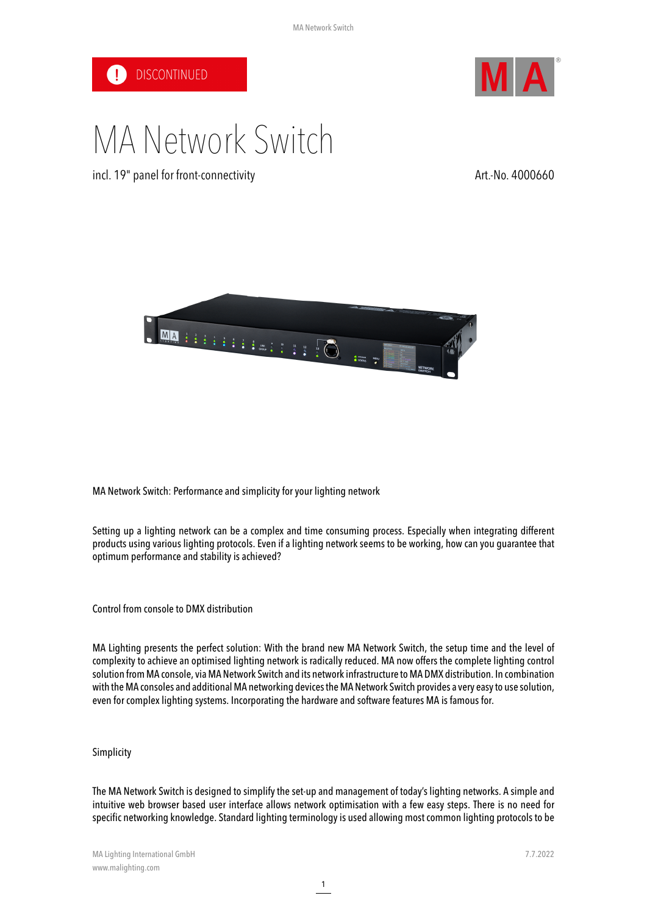DISCONTINUED

# MA Network Switch

incl. 19" panel for front-connectivity

Art.-No. 4000660

MA Network Switch: Performance and simplicity for your lighting network

Setting up a lighting network can be a complex and time consuming process. Especially when integrating different products using various lighting protocols. Even if a lighting network seems to be working, how can you guarantee that optimum performance and stability is achieved?

## Control from console to DMX distribution

MA Lighting presents the perfect solution: With the brand new MA Network Switch, the setup time and the level of complexity to achieve an optimised lighting network is radically reduced. MA now offers the complete lighting control solution from MA console, via MA Network Switch and its network infrastructure to MA DMX distribution. In combination with the MA consoles and additional MA networking devices the MA Network Switch provides a very easy to use solution, even for complex lighting systems. Incorporating the hardware and software features MA is famous for.

## Simplicity

The MA Network Switch is designed to simplify the set-up and management of today's lighting networks. A simple and intuitive web browser based user interface allows network optimisation with a few easy steps. There is no need for specific networking knowledge. Standard lighting terminology is used allowing most common lighting protocols to be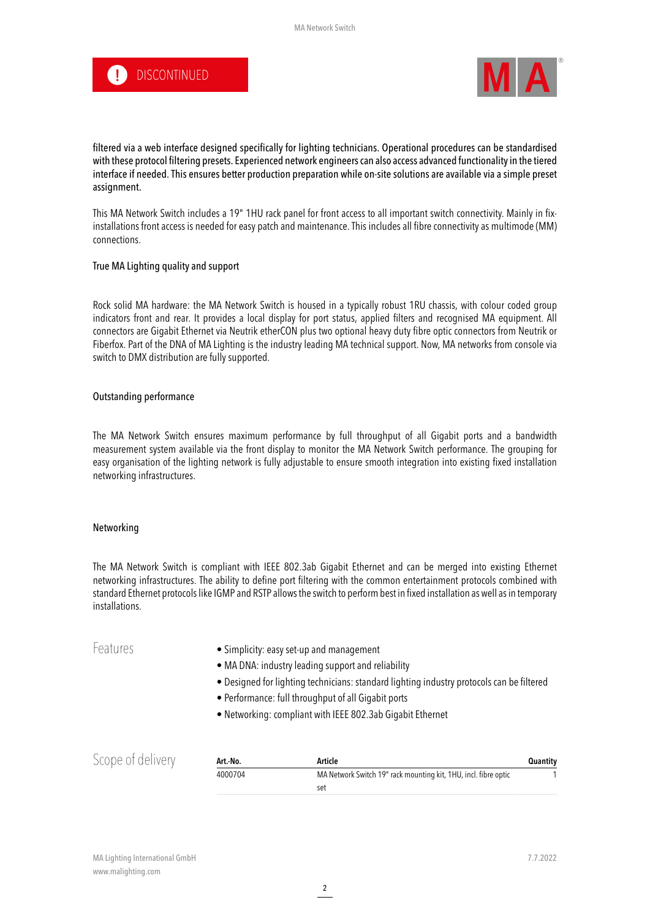DISCONTINUED

filtered via a web interface designed specifically for lighting technicians. Operational procedures can be standardised with these protocol filtering presets. Experienced network engineers can also access advanced functionality in the tiered interface if needed. This ensures better production preparation while on-site solutions are available via a simple preset assignment.

This MA Network Switch includes a 19" 1HU rack panel for front access to all important switch connectivity. Mainly in fix-installations front access is needed for easy patch and maintenance. This includes all fibre connectivity as multimode (MM) connections.

### True MA Lighting quality and support

Rock solid MA hardware: the MA Network Switch is housed in a typically robust 1RU chassis, with colour coded group indicators front and rear. It provides a local display for port status, applied filters and recognised MA equipment. All connectors are Gigabit Ethernet via Neutrik etherCON plus two optional heavy duty fibre optic connectors from Neutrik or Fiberfox. Part of the DNA of MA Lighting is the industry leading MA technical support. Now, MA networks from console via switch to DMX distribution are fully supported.

### Outstanding performance

The MA Network Switch ensures maximum performance by full throughput of all Gigabit ports and a bandwidth measurement system available via the front display to monitor the MA Network Switch performance. The grouping for easy organisation of the lighting network is fully adjustable to ensure smooth integration into existing fixed installation networking infrastructures.

### Networking

The MA Network Switch is compliant with IEEE 802.3ab Gigabit Ethernet and can be merged into existing Ethernet networking infrastructures. The ability to define port filtering with the common entertainment protocols combined with standard Ethernet protocols like IGMP and RSTP allows the switch to perform best in fixed installation as well as in temporary installations.

## Features

- Simplicity: easy set-up and management
- MA DNA: industry leading support and reliability
- Designed for lighting technicians: standard lighting industry protocols can be filtered
- Performance: full throughput of all Gigabit ports
- Networking: compliant with IEEE 802.3ab Gigabit Ethernet

## Scope of delivery

| Art.-No. | Article | Quantity |
|---|---|---|
| 4000704 | MA Network Switch 19" rack mounting kit, 1HU, incl. fibre optic set | 1 |

MA Lighting International GmbH
www.malighting.com

7.7.2022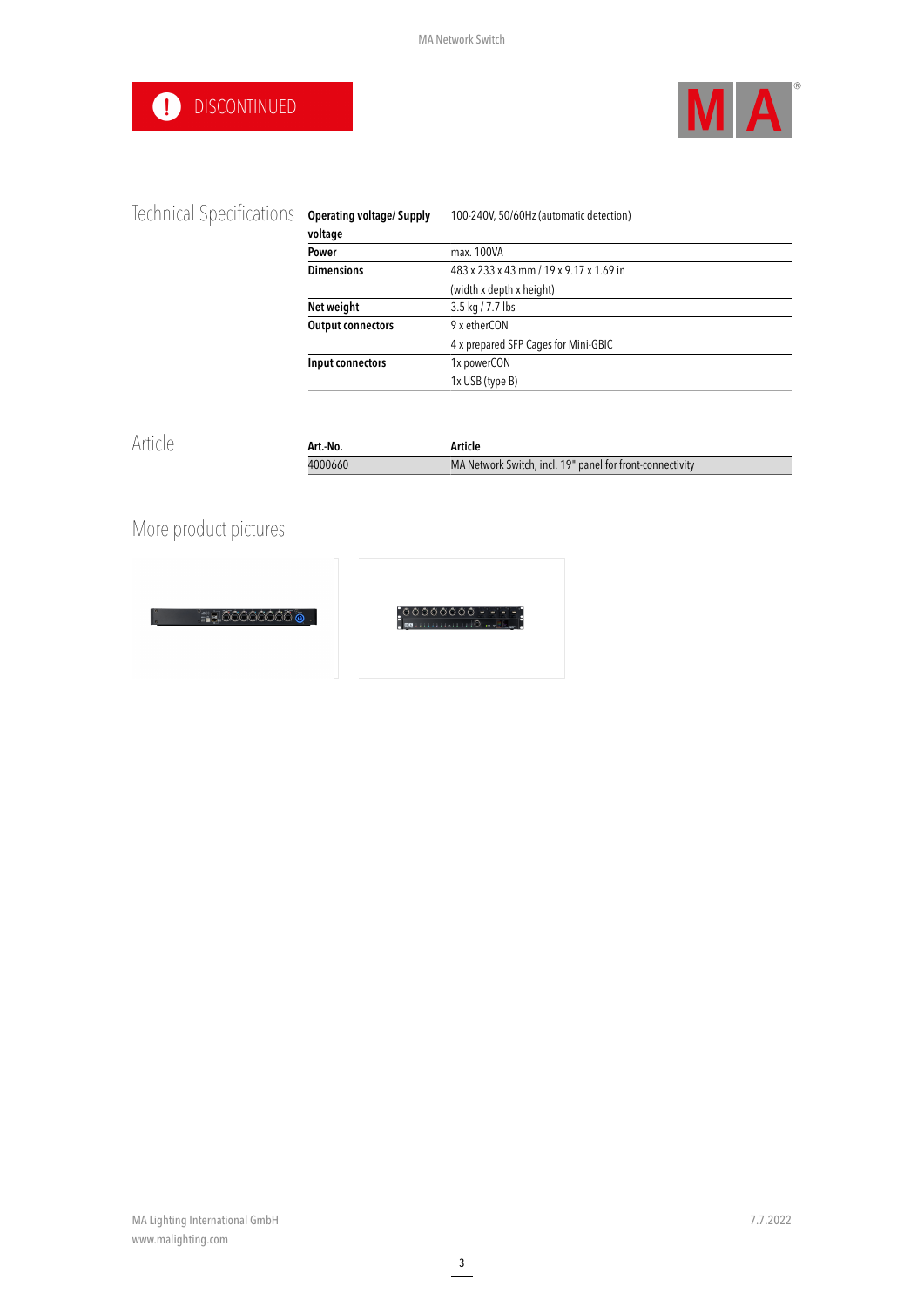DISCONTINUED

## Technical Specifications

| | |
|---|---|
| **Operating voltage/ Supply voltage** | 100-240V, 50/60Hz (automatic detection) |
| **Power** | max. 100VA |
| **Dimensions** | 483 x 233 x 43 mm / 19 x 9.17 x 1.69 in (width x depth x height) |
| **Net weight** | 3.5 kg / 7.7 lbs |
| **Output connectors** | 9 x etherCON<br>4 x prepared SFP Cages for Mini-GBIC |
| **Input connectors** | 1x powerCON<br>1x USB (type B) |

## Article

| Art.-No. | Article |
|---|---|
| 4000660 | MA Network Switch, incl. 19" panel for front-connectivity |

## More product pictures

MA Lighting International GmbH
www.malighting.com

7.7.2022